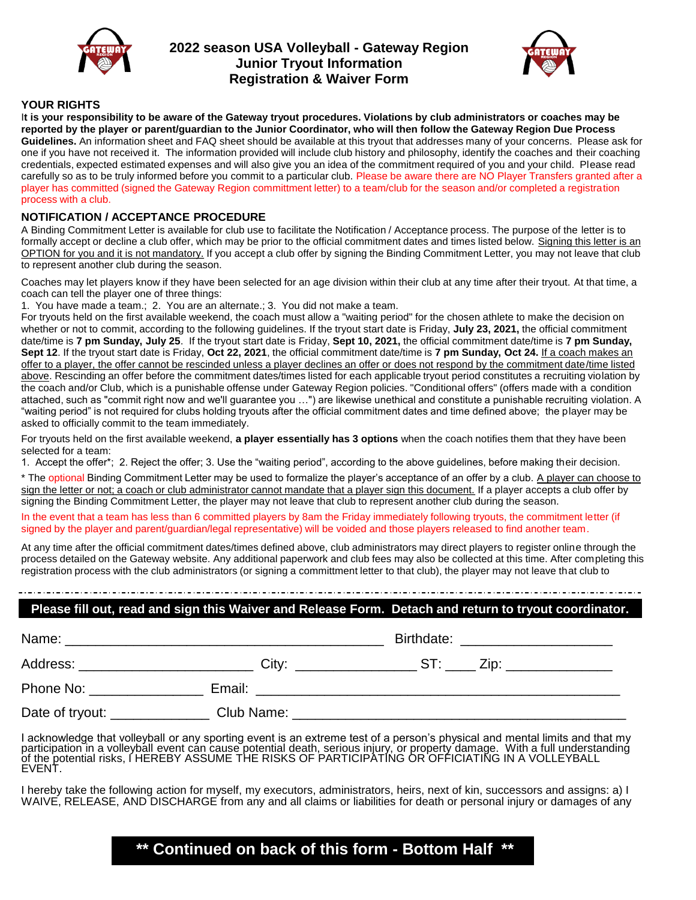# 2022 season USA Volleyball - Gateway Region
# Junior Tryout Information
# Registration & Waiver Form

## YOUR RIGHTS

**It is your responsibility to be aware of the Gateway tryout procedures. Violations by club administrators or coaches may be reported by the player or parent/guardian to the Junior Coordinator, who will then follow the Gateway Region Due Process Guidelines.** An information sheet and FAQ sheet should be available at this tryout that addresses many of your concerns. Please ask for one if you have not received it. The information provided will include club history and philosophy, identify the coaches and their coaching credentials, expected estimated expenses and will also give you an idea of the commitment required of you and your child. Please read carefully so as to be truly informed before you commit to a particular club. Please be aware there are NO Player Transfers granted after a player has committed (signed the Gateway Region committment letter) to a team/club for the season and/or completed a registration process with a club.

## NOTIFICATION / ACCEPTANCE PROCEDURE

A Binding Commitment Letter is available for club use to facilitate the Notification / Acceptance process. The purpose of the letter is to formally accept or decline a club offer, which may be prior to the official commitment dates and times listed below. Signing this letter is an OPTION for you and it is not mandatory. If you accept a club offer by signing the Binding Commitment Letter, you may not leave that club to represent another club during the season.

Coaches may let players know if they have been selected for an age division within their club at any time after their tryout. At that time, a coach can tell the player one of three things:

1. You have made a team.; 2. You are an alternate.; 3. You did not make a team.

For tryouts held on the first available weekend, the coach must allow a "waiting period" for the chosen athlete to make the decision on whether or not to commit, according to the following guidelines. If the tryout start date is Friday, **July 23, 2021,** the official commitment date/time is **7 pm Sunday, July 25**. If the tryout start date is Friday, **Sept 10, 2021,** the official commitment date/time is **7 pm Sunday, Sept 12**. If the tryout start date is Friday, **Oct 22, 2021**, the official commitment date/time is **7 pm Sunday, Oct 24.** If a coach makes an offer to a player, the offer cannot be rescinded unless a player declines an offer or does not respond by the commitment date/time listed above. Rescinding an offer before the commitment dates/times listed for each applicable tryout period constitutes a recruiting violation by the coach and/or Club, which is a punishable offense under Gateway Region policies. "Conditional offers" (offers made with a condition attached, such as "commit right now and we'll guarantee you …") are likewise unethical and constitute a punishable recruiting violation. A "waiting period" is not required for clubs holding tryouts after the official commitment dates and time defined above; the player may be asked to officially commit to the team immediately.

For tryouts held on the first available weekend, **a player essentially has 3 options** when the coach notifies them that they have been selected for a team:

1. Accept the offer*; 2. Reject the offer; 3. Use the "waiting period", according to the above guidelines, before making their decision.

* The optional Binding Commitment Letter may be used to formalize the player's acceptance of an offer by a club. A player can choose to sign the letter or not; a coach or club administrator cannot mandate that a player sign this document. If a player accepts a club offer by signing the Binding Commitment Letter, the player may not leave that club to represent another club during the season.

In the event that a team has less than 6 committed players by 8am the Friday immediately following tryouts, the commitment letter (if signed by the player and parent/guardian/legal representative) will be voided and those players released to find another team.

At any time after the official commitment dates/times defined above, club administrators may direct players to register online through the process detailed on the Gateway website. Any additional paperwork and club fees may also be collected at this time. After completing this registration process with the club administrators (or signing a committment letter to that club), the player may not leave that club to

---

**Please fill out, read and sign this Waiver and Release Form. Detach and return to tryout coordinator.**

Name: ________________________________________ Birthdate: ___________________

Address: ______________________ City: _______________ ST: ____ Zip: _____________

Phone No: _______________ Email: ______________________________________________

Date of tryout: _____________ Club Name: __________________________________________

I acknowledge that volleyball or any sporting event is an extreme test of a person's physical and mental limits and that my participation in a volleyball event can cause potential death, serious injury, or property damage. With a full understanding of the potential risks, I HEREBY ASSUME THE RISKS OF PARTICIPATING OR OFFICIATING IN A VOLLEYBALL EVENT.

I hereby take the following action for myself, my executors, administrators, heirs, next of kin, successors and assigns: a) I WAIVE, RELEASE, AND DISCHARGE from any and all claims or liabilities for death or personal injury or damages of any

**\*\* Continued on back of this form - Bottom Half \*\***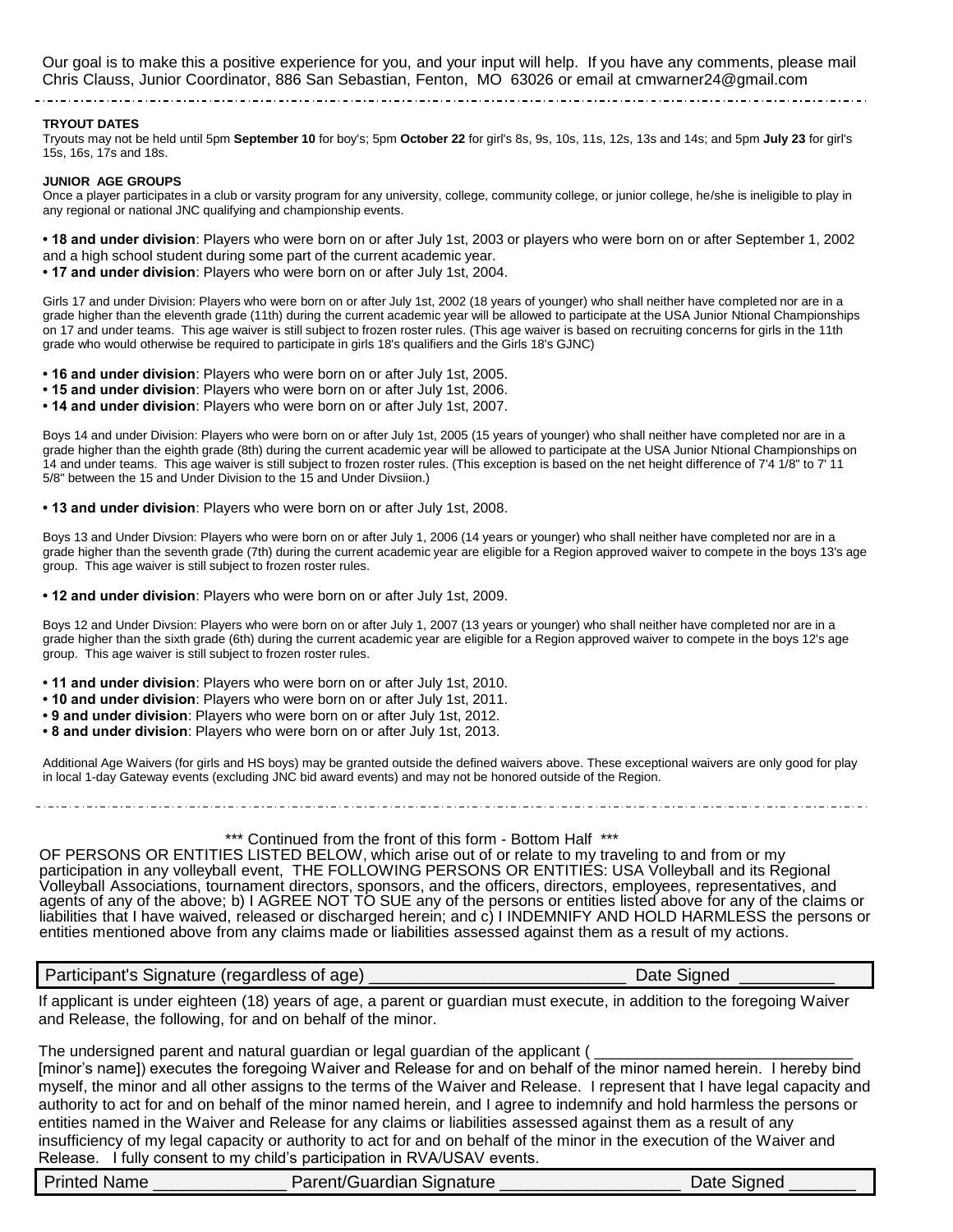Our goal is to make this a positive experience for you, and your input will help. If you have any comments, please mail Chris Clauss, Junior Coordinator, 886 San Sebastian, Fenton, MO 63026 or email at cmwarner24@gmail.com

---

**TRYOUT DATES**

Tryouts may not be held until 5pm **September 10** for boy's; 5pm **October 22** for girl's 8s, 9s, 10s, 11s, 12s, 13s and 14s; and 5pm **July 23** for girl's 15s, 16s, 17s and 18s.

**JUNIOR AGE GROUPS**

Once a player participates in a club or varsity program for any university, college, community college, or junior college, he/she is ineligible to play in any regional or national JNC qualifying and championship events.

- **18 and under division**: Players who were born on or after July 1st, 2003 or players who were born on or after September 1, 2002 and a high school student during some part of the current academic year.
- **17 and under division**: Players who were born on or after July 1st, 2004.

Girls 17 and under Division: Players who were born on or after July 1st, 2002 (18 years of younger) who shall neither have completed nor are in a grade higher than the eleventh grade (11th) during the current academic year will be allowed to participate at the USA Junior Ntional Championships on 17 and under teams. This age waiver is still subject to frozen roster rules. (This age waiver is based on recruiting concerns for girls in the 11th grade who would otherwise be required to participate in girls 18's qualifiers and the Girls 18's GJNC)

- **16 and under division**: Players who were born on or after July 1st, 2005.
- **15 and under division**: Players who were born on or after July 1st, 2006.
- **14 and under division**: Players who were born on or after July 1st, 2007.

Boys 14 and under Division: Players who were born on or after July 1st, 2005 (15 years of younger) who shall neither have completed nor are in a grade higher than the eighth grade (8th) during the current academic year will be allowed to participate at the USA Junior Ntional Championships on 14 and under teams. This age waiver is still subject to frozen roster rules. (This exception is based on the net height difference of 7'4 1/8" to 7' 11 5/8" between the 15 and Under Division to the 15 and Under Divsiion.)

- **13 and under division**: Players who were born on or after July 1st, 2008.

Boys 13 and Under Divsion: Players who were born on or after July 1, 2006 (14 years or younger) who shall neither have completed nor are in a grade higher than the seventh grade (7th) during the current academic year are eligible for a Region approved waiver to compete in the boys 13's age group. This age waiver is still subject to frozen roster rules.

- **12 and under division**: Players who were born on or after July 1st, 2009.

Boys 12 and Under Divsion: Players who were born on or after July 1, 2007 (13 years or younger) who shall neither have completed nor are in a grade higher than the sixth grade (6th) during the current academic year are eligible for a Region approved waiver to compete in the boys 12's age group. This age waiver is still subject to frozen roster rules.

- **11 and under division**: Players who were born on or after July 1st, 2010.
- **10 and under division**: Players who were born on or after July 1st, 2011.
- **9 and under division**: Players who were born on or after July 1st, 2012.
- **8 and under division**: Players who were born on or after July 1st, 2013.

Additional Age Waivers (for girls and HS boys) may be granted outside the defined waivers above. These exceptional waivers are only good for play in local 1-day Gateway events (excluding JNC bid award events) and may not be honored outside of the Region.

---

*** Continued from the front of this form - Bottom Half ***

OF PERSONS OR ENTITIES LISTED BELOW, which arise out of or relate to my traveling to and from or my participation in any volleyball event, THE FOLLOWING PERSONS OR ENTITIES: USA Volleyball and its Regional Volleyball Associations, tournament directors, sponsors, and the officers, directors, employees, representatives, and agents of any of the above; b) I AGREE NOT TO SUE any of the persons or entities listed above for any of the claims or liabilities that I have waived, released or discharged herein; and c) I INDEMNIFY AND HOLD HARMLESS the persons or entities mentioned above from any claims made or liabilities assessed against them as a result of my actions.

Participant's Signature (regardless of age) ___________________________ Date Signed __________

If applicant is under eighteen (18) years of age, a parent or guardian must execute, in addition to the foregoing Waiver and Release, the following, for and on behalf of the minor.

The undersigned parent and natural guardian or legal guardian of the applicant ( _____________________________ [minor's name]) executes the foregoing Waiver and Release for and on behalf of the minor named herein. I hereby bind myself, the minor and all other assigns to the terms of the Waiver and Release. I represent that I have legal capacity and authority to act for and on behalf of the minor named herein, and I agree to indemnify and hold harmless the persons or entities named in the Waiver and Release for any claims or liabilities assessed against them as a result of any insufficiency of my legal capacity or authority to act for and on behalf of the minor in the execution of the Waiver and Release. I fully consent to my child's participation in RVA/USAV events.

Printed Name ______________ Parent/Guardian Signature ___________________ Date Signed _______